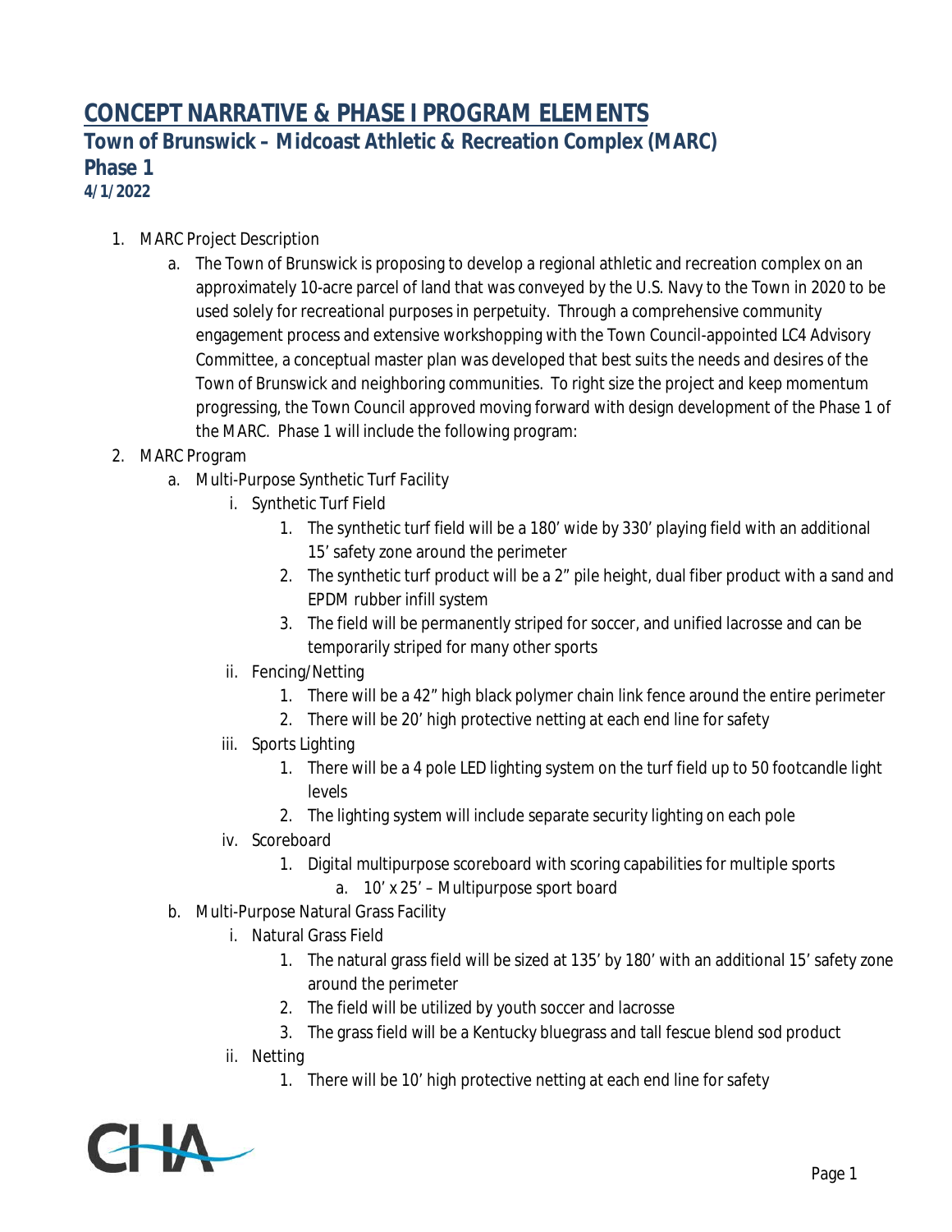# CONCEPT NARRATIVE & PHASE I PROGRAM ELEMENTS

## Town of Brunswick – Midcoast Athletic & Recreation Complex (MARC)

## Phase 1

**4/1/2022**

1. MARC Project Description
    a. The Town of Brunswick is proposing to develop a regional athletic and recreation complex on an approximately 10-acre parcel of land that was conveyed by the U.S. Navy to the Town in 2020 to be used solely for recreational purposes in perpetuity. Through a comprehensive community engagement process and extensive workshopping with the Town Council-appointed LC4 Advisory Committee, a conceptual master plan was developed that best suits the needs and desires of the Town of Brunswick and neighboring communities. To right size the project and keep momentum progressing, the Town Council approved moving forward with design development of the Phase 1 of the MARC. Phase 1 will include the following program:
2. MARC Program
    a. Multi-Purpose Synthetic Turf Facility
        i. Synthetic Turf Field
            1. The synthetic turf field will be a 180' wide by 330' playing field with an additional 15' safety zone around the perimeter
            2. The synthetic turf product will be a 2" pile height, dual fiber product with a sand and EPDM rubber infill system
            3. The field will be permanently striped for soccer, and unified lacrosse and can be temporarily striped for many other sports
        ii. Fencing/Netting
            1. There will be a 42" high black polymer chain link fence around the entire perimeter
            2. There will be 20' high protective netting at each end line for safety
        iii. Sports Lighting
            1. There will be a 4 pole LED lighting system on the turf field up to 50 footcandle light levels
            2. The lighting system will include separate security lighting on each pole
        iv. Scoreboard
            1. Digital multipurpose scoreboard with scoring capabilities for multiple sports
                a. 10' x 25' – Multipurpose sport board
    b. Multi-Purpose Natural Grass Facility
        i. Natural Grass Field
            1. The natural grass field will be sized at 135' by 180' with an additional 15' safety zone around the perimeter
            2. The field will be utilized by youth soccer and lacrosse
            3. The grass field will be a Kentucky bluegrass and tall fescue blend sod product
        ii. Netting
            1. There will be 10' high protective netting at each end line for safety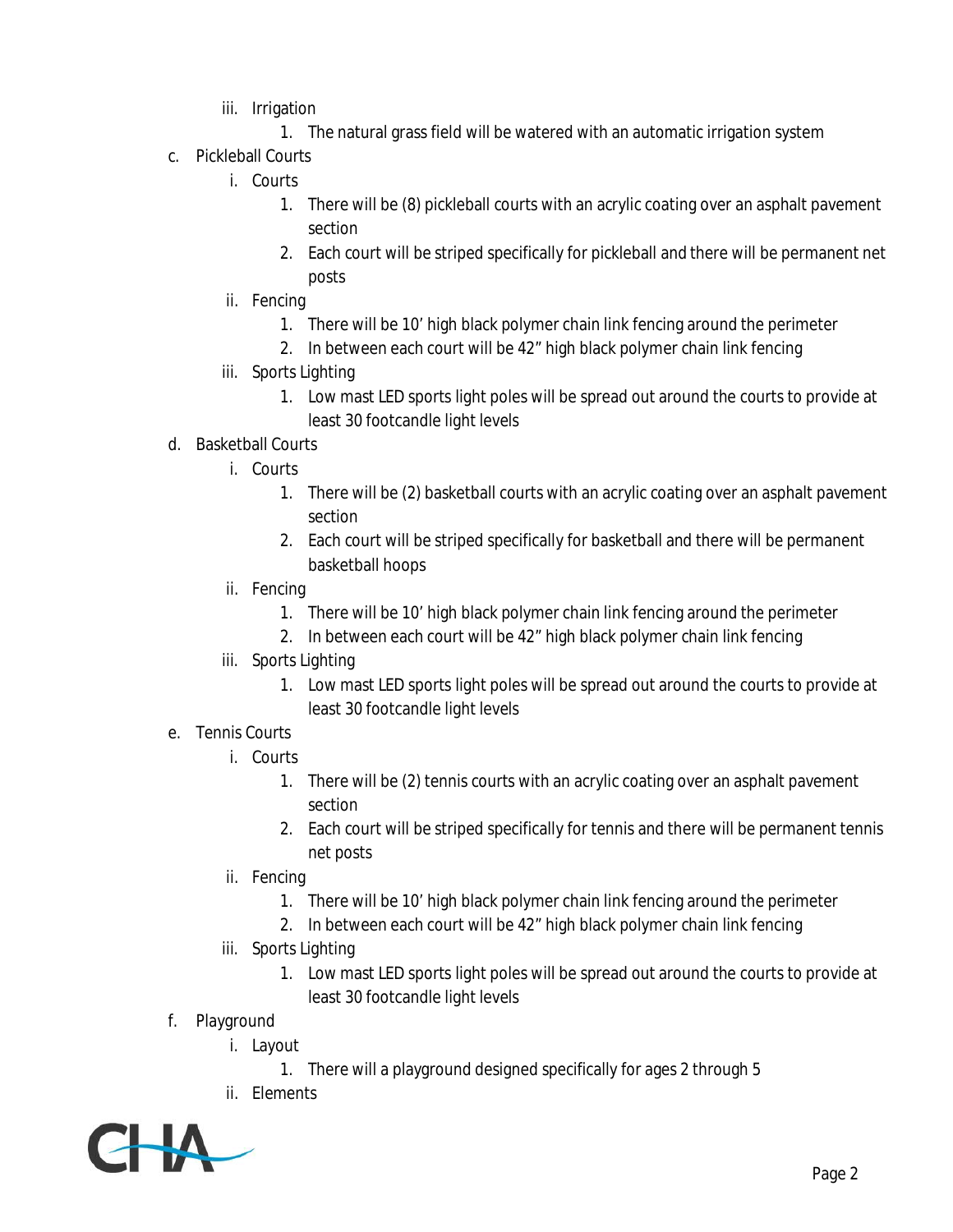iii. Irrigation

    1. The natural grass field will be watered with an automatic irrigation system

c. Pickleball Courts

    i. Courts

        1. There will be (8) pickleball courts with an acrylic coating over an asphalt pavement section
        2. Each court will be striped specifically for pickleball and there will be permanent net posts

    ii. Fencing

        1. There will be 10' high black polymer chain link fencing around the perimeter
        2. In between each court will be 42" high black polymer chain link fencing

    iii. Sports Lighting

        1. Low mast LED sports light poles will be spread out around the courts to provide at least 30 footcandle light levels

d. Basketball Courts

    i. Courts

        1. There will be (2) basketball courts with an acrylic coating over an asphalt pavement section
        2. Each court will be striped specifically for basketball and there will be permanent basketball hoops

    ii. Fencing

        1. There will be 10' high black polymer chain link fencing around the perimeter
        2. In between each court will be 42" high black polymer chain link fencing

    iii. Sports Lighting

        1. Low mast LED sports light poles will be spread out around the courts to provide at least 30 footcandle light levels

e. Tennis Courts

    i. Courts

        1. There will be (2) tennis courts with an acrylic coating over an asphalt pavement section
        2. Each court will be striped specifically for tennis and there will be permanent tennis net posts

    ii. Fencing

        1. There will be 10' high black polymer chain link fencing around the perimeter
        2. In between each court will be 42" high black polymer chain link fencing

    iii. Sports Lighting

        1. Low mast LED sports light poles will be spread out around the courts to provide at least 30 footcandle light levels

f. Playground

    i. Layout

        1. There will a playground designed specifically for ages 2 through 5

    ii. Elements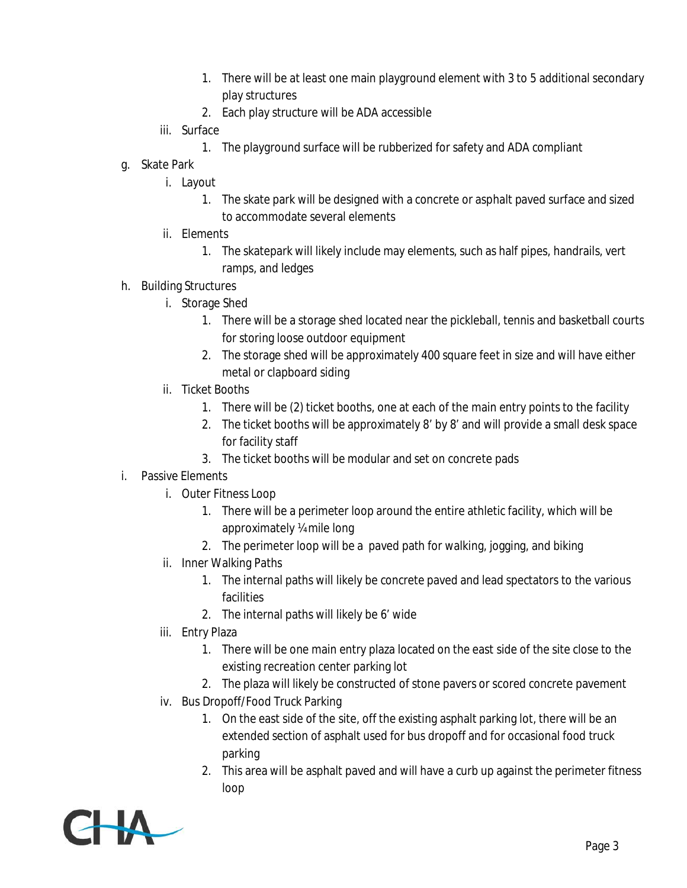1. There will be at least one main playground element with 3 to 5 additional secondary play structures
2. Each play structure will be ADA accessible

iii. Surface

1. The playground surface will be rubberized for safety and ADA compliant

g. Skate Park

i. Layout

1. The skate park will be designed with a concrete or asphalt paved surface and sized to accommodate several elements

ii. Elements

1. The skatepark will likely include may elements, such as half pipes, handrails, vert ramps, and ledges

h. Building Structures

i. Storage Shed

1. There will be a storage shed located near the pickleball, tennis and basketball courts for storing loose outdoor equipment
2. The storage shed will be approximately 400 square feet in size and will have either metal or clapboard siding

ii. Ticket Booths

1. There will be (2) ticket booths, one at each of the main entry points to the facility
2. The ticket booths will be approximately 8' by 8' and will provide a small desk space for facility staff
3. The ticket booths will be modular and set on concrete pads

i. Passive Elements

i. Outer Fitness Loop

1. There will be a perimeter loop around the entire athletic facility, which will be approximately ¼ mile long
2. The perimeter loop will be a paved path for walking, jogging, and biking

ii. Inner Walking Paths

1. The internal paths will likely be concrete paved and lead spectators to the various facilities
2. The internal paths will likely be 6' wide

iii. Entry Plaza

1. There will be one main entry plaza located on the east side of the site close to the existing recreation center parking lot
2. The plaza will likely be constructed of stone pavers or scored concrete pavement

iv. Bus Dropoff/Food Truck Parking

1. On the east side of the site, off the existing asphalt parking lot, there will be an extended section of asphalt used for bus dropoff and for occasional food truck parking
2. This area will be asphalt paved and will have a curb up against the perimeter fitness loop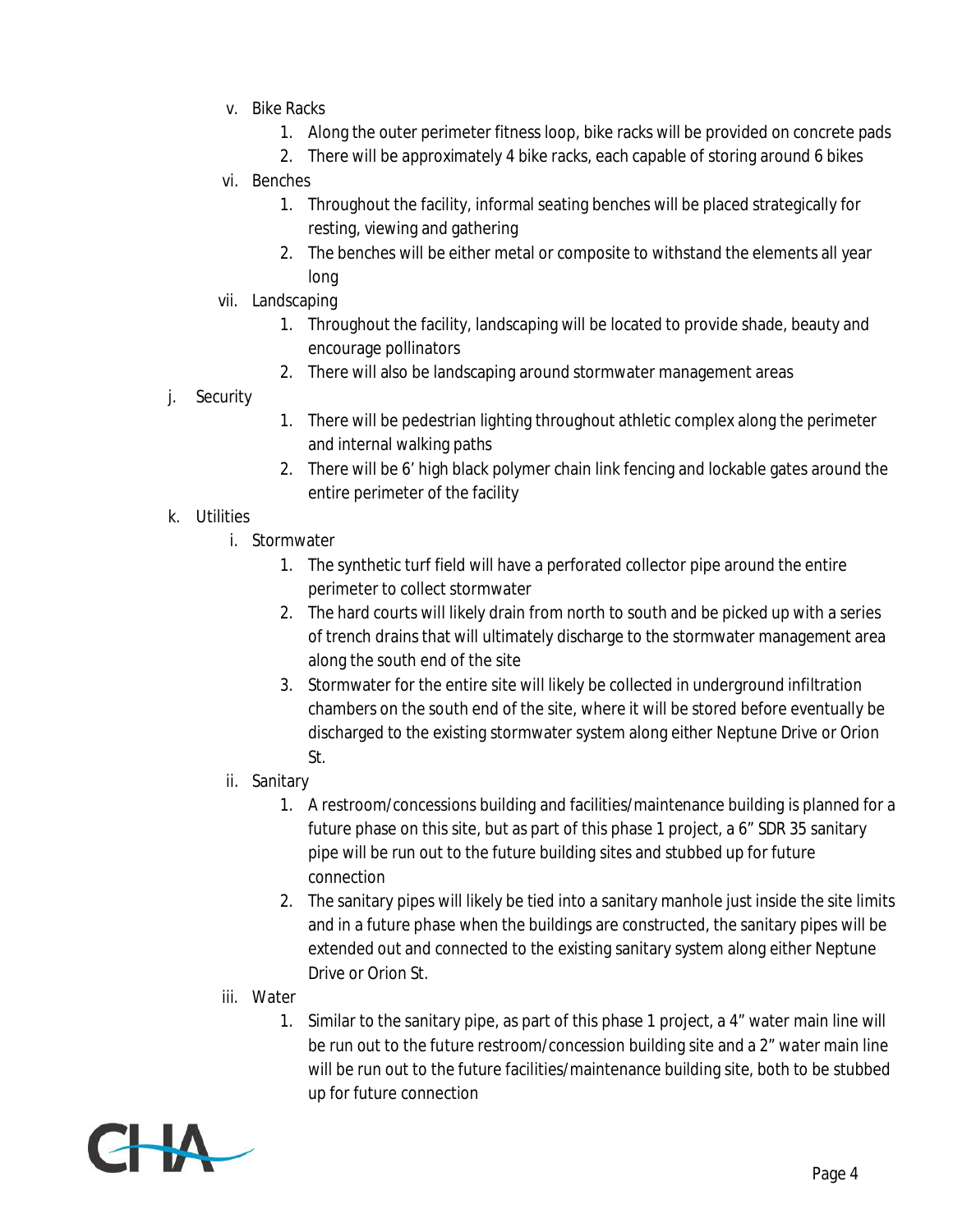v. Bike Racks
   1. Along the outer perimeter fitness loop, bike racks will be provided on concrete pads
   2. There will be approximately 4 bike racks, each capable of storing around 6 bikes

vi. Benches
   1. Throughout the facility, informal seating benches will be placed strategically for resting, viewing and gathering
   2. The benches will be either metal or composite to withstand the elements all year long

vii. Landscaping
   1. Throughout the facility, landscaping will be located to provide shade, beauty and encourage pollinators
   2. There will also be landscaping around stormwater management areas

j. Security
   1. There will be pedestrian lighting throughout athletic complex along the perimeter and internal walking paths
   2. There will be 6' high black polymer chain link fencing and lockable gates around the entire perimeter of the facility

k. Utilities

i. Stormwater
   1. The synthetic turf field will have a perforated collector pipe around the entire perimeter to collect stormwater
   2. The hard courts will likely drain from north to south and be picked up with a series of trench drains that will ultimately discharge to the stormwater management area along the south end of the site
   3. Stormwater for the entire site will likely be collected in underground infiltration chambers on the south end of the site, where it will be stored before eventually be discharged to the existing stormwater system along either Neptune Drive or Orion St.

ii. Sanitary
   1. A restroom/concessions building and facilities/maintenance building is planned for a future phase on this site, but as part of this phase 1 project, a 6" SDR 35 sanitary pipe will be run out to the future building sites and stubbed up for future connection
   2. The sanitary pipes will likely be tied into a sanitary manhole just inside the site limits and in a future phase when the buildings are constructed, the sanitary pipes will be extended out and connected to the existing sanitary system along either Neptune Drive or Orion St.

iii. Water
   1. Similar to the sanitary pipe, as part of this phase 1 project, a 4" water main line will be run out to the future restroom/concession building site and a 2" water main line will be run out to the future facilities/maintenance building site, both to be stubbed up for future connection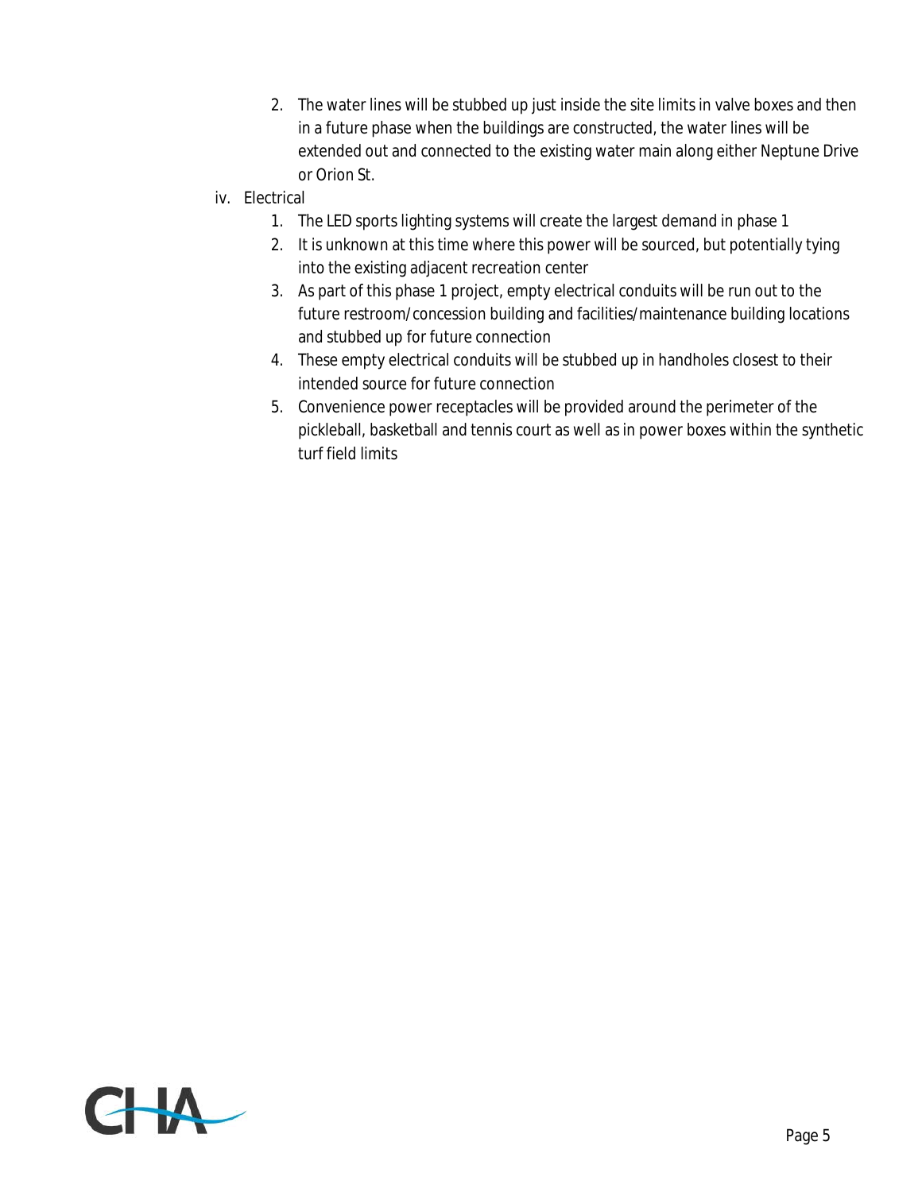2. The water lines will be stubbed up just inside the site limits in valve boxes and then in a future phase when the buildings are constructed, the water lines will be extended out and connected to the existing water main along either Neptune Drive or Orion St.

iv. Electrical

1. The LED sports lighting systems will create the largest demand in phase 1
2. It is unknown at this time where this power will be sourced, but potentially tying into the existing adjacent recreation center
3. As part of this phase 1 project, empty electrical conduits will be run out to the future restroom/concession building and facilities/maintenance building locations and stubbed up for future connection
4. These empty electrical conduits will be stubbed up in handholes closest to their intended source for future connection
5. Convenience power receptacles will be provided around the perimeter of the pickleball, basketball and tennis court as well as in power boxes within the synthetic turf field limits